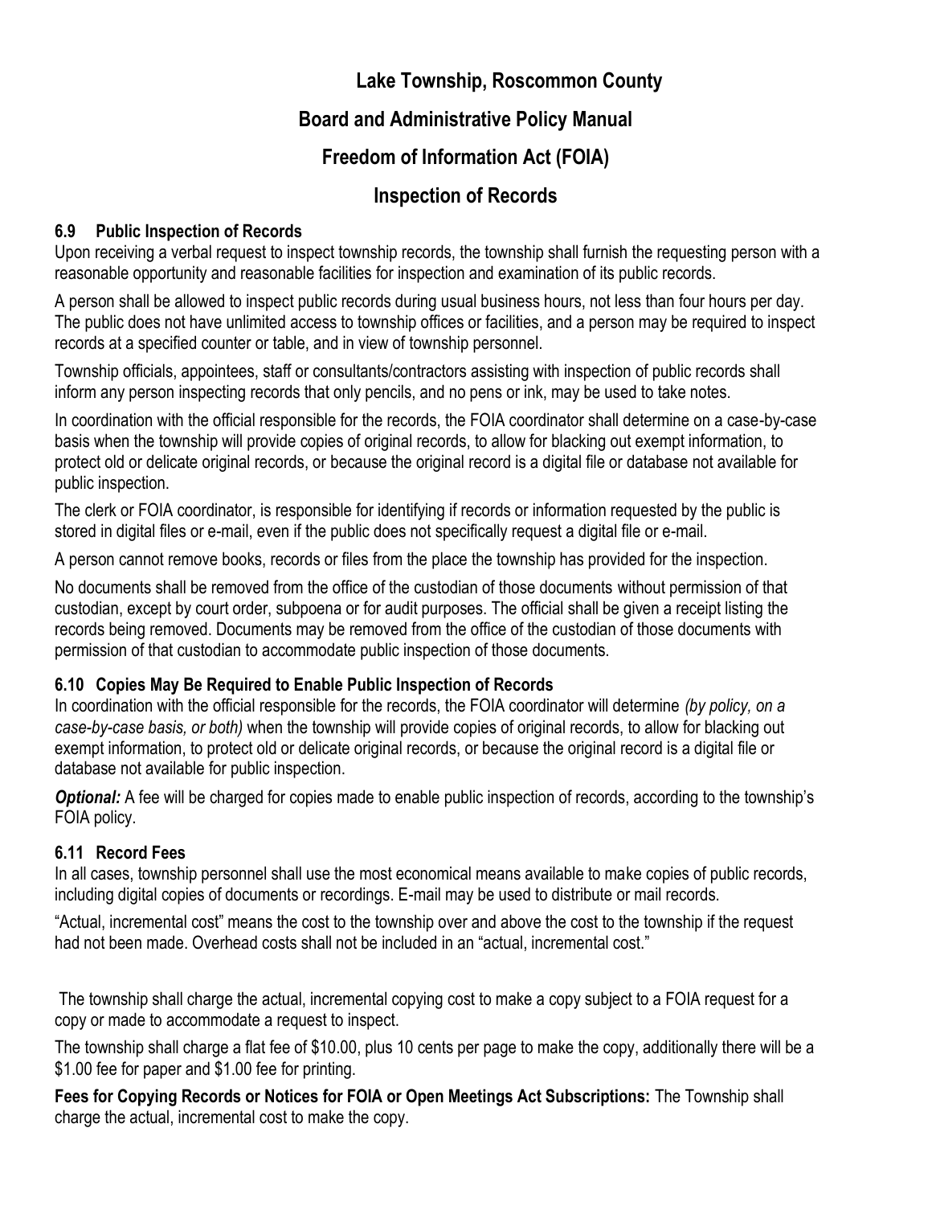# Lake Township, Roscommon County

# Board and Administrative Policy Manual

# Freedom of Information Act (FOIA)

# Inspection of Records

### 6.9 Public Inspection of Records

Upon receiving a verbal request to inspect township records, the township shall furnish the requesting person with a reasonable opportunity and reasonable facilities for inspection and examination of its public records.

A person shall be allowed to inspect public records during usual business hours, not less than four hours per day. The public does not have unlimited access to township offices or facilities, and a person may be required to inspect records at a specified counter or table, and in view of township personnel.

Township officials, appointees, staff or consultants/contractors assisting with inspection of public records shall inform any person inspecting records that only pencils, and no pens or ink, may be used to take notes.

In coordination with the official responsible for the records, the FOIA coordinator shall determine on a case-by-case basis when the township will provide copies of original records, to allow for blacking out exempt information, to protect old or delicate original records, or because the original record is a digital file or database not available for public inspection.

The clerk or FOIA coordinator, is responsible for identifying if records or information requested by the public is stored in digital files or e-mail, even if the public does not specifically request a digital file or e-mail.

A person cannot remove books, records or files from the place the township has provided for the inspection.

No documents shall be removed from the office of the custodian of those documents without permission of that custodian, except by court order, subpoena or for audit purposes. The official shall be given a receipt listing the records being removed. Documents may be removed from the office of the custodian of those documents with permission of that custodian to accommodate public inspection of those documents.

### 6.10 Copies May Be Required to Enable Public Inspection of Records

In coordination with the official responsible for the records, the FOIA coordinator will determine *(by policy, on a case-by-case basis, or both)* when the township will provide copies of original records, to allow for blacking out exempt information, to protect old or delicate original records, or because the original record is a digital file or database not available for public inspection.

***Optional:*** A fee will be charged for copies made to enable public inspection of records, according to the township's FOIA policy.

### 6.11 Record Fees

In all cases, township personnel shall use the most economical means available to make copies of public records, including digital copies of documents or recordings. E-mail may be used to distribute or mail records.

"Actual, incremental cost" means the cost to the township over and above the cost to the township if the request had not been made. Overhead costs shall not be included in an "actual, incremental cost."

The township shall charge the actual, incremental copying cost to make a copy subject to a FOIA request for a copy or made to accommodate a request to inspect.

The township shall charge a flat fee of $10.00, plus 10 cents per page to make the copy, additionally there will be a $1.00 fee for paper and $1.00 fee for printing.

**Fees for Copying Records or Notices for FOIA or Open Meetings Act Subscriptions:** The Township shall charge the actual, incremental cost to make the copy.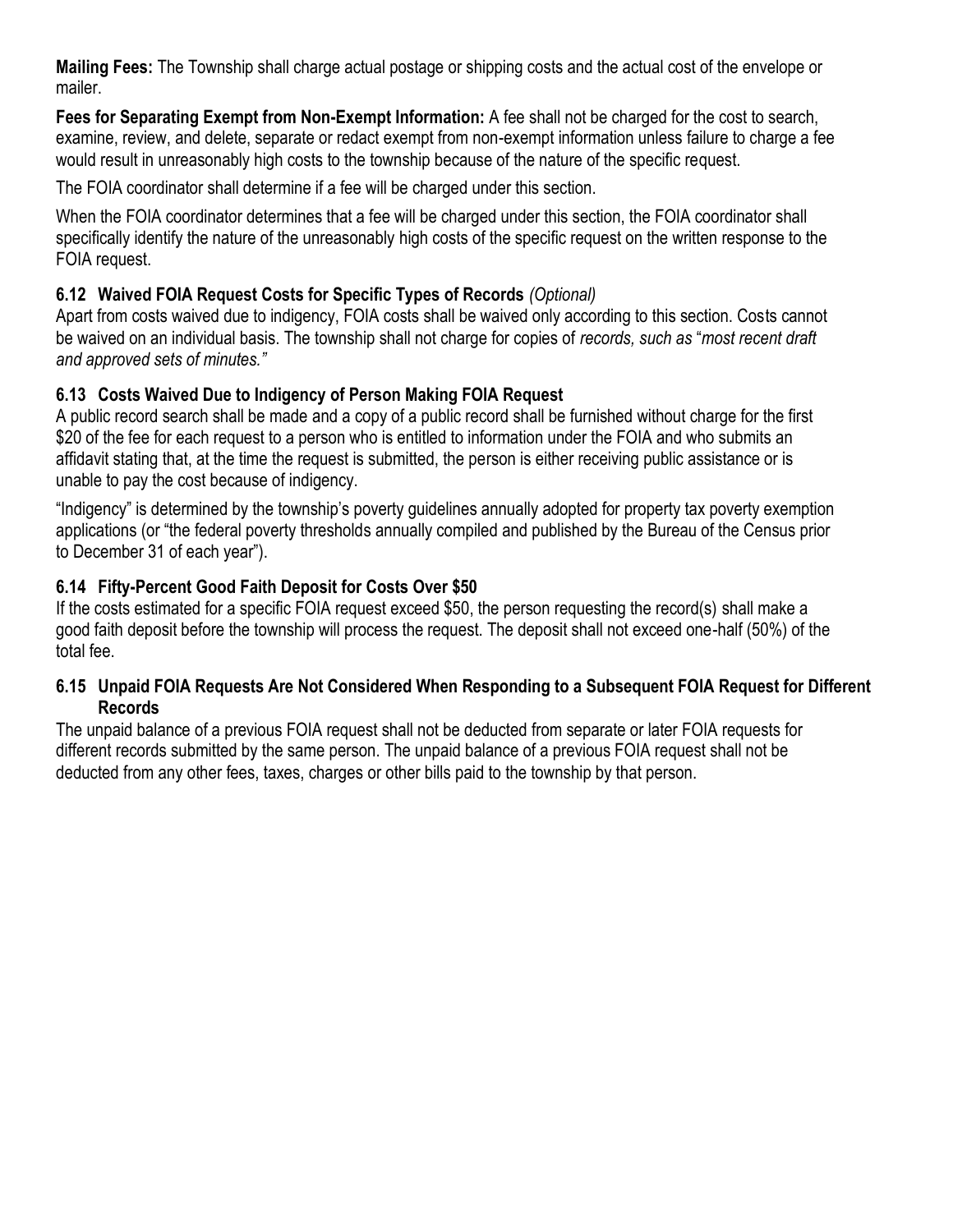**Mailing Fees:** The Township shall charge actual postage or shipping costs and the actual cost of the envelope or mailer.

**Fees for Separating Exempt from Non-Exempt Information:** A fee shall not be charged for the cost to search, examine, review, and delete, separate or redact exempt from non-exempt information unless failure to charge a fee would result in unreasonably high costs to the township because of the nature of the specific request.

The FOIA coordinator shall determine if a fee will be charged under this section.

When the FOIA coordinator determines that a fee will be charged under this section, the FOIA coordinator shall specifically identify the nature of the unreasonably high costs of the specific request on the written response to the FOIA request.

### 6.12 Waived FOIA Request Costs for Specific Types of Records *(Optional)*

Apart from costs waived due to indigency, FOIA costs shall be waived only according to this section. Costs cannot be waived on an individual basis. The township shall not charge for copies of *records, such as "most recent draft and approved sets of minutes."*

### 6.13 Costs Waived Due to Indigency of Person Making FOIA Request

A public record search shall be made and a copy of a public record shall be furnished without charge for the first $20 of the fee for each request to a person who is entitled to information under the FOIA and who submits an affidavit stating that, at the time the request is submitted, the person is either receiving public assistance or is unable to pay the cost because of indigency.

"Indigency" is determined by the township's poverty guidelines annually adopted for property tax poverty exemption applications (or "the federal poverty thresholds annually compiled and published by the Bureau of the Census prior to December 31 of each year").

### 6.14 Fifty-Percent Good Faith Deposit for Costs Over $50

If the costs estimated for a specific FOIA request exceed $50, the person requesting the record(s) shall make a good faith deposit before the township will process the request. The deposit shall not exceed one-half (50%) of the total fee.

### 6.15 Unpaid FOIA Requests Are Not Considered When Responding to a Subsequent FOIA Request for Different Records

The unpaid balance of a previous FOIA request shall not be deducted from separate or later FOIA requests for different records submitted by the same person. The unpaid balance of a previous FOIA request shall not be deducted from any other fees, taxes, charges or other bills paid to the township by that person.